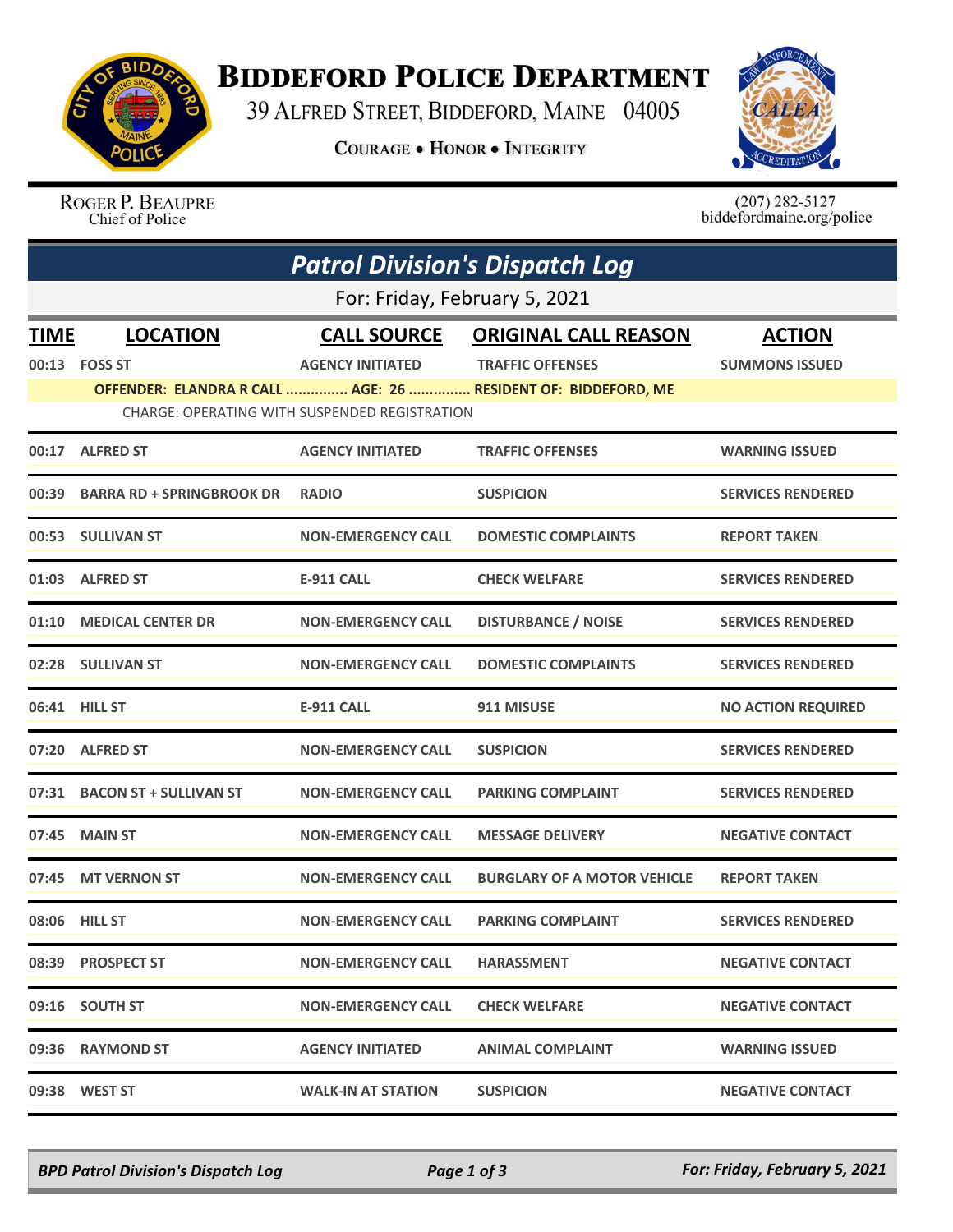# BIDDEFORD POLICE DEPARTMENT

39 ALFRED STREET, BIDDEFORD, MAINE 04005

COURAGE • HONOR • INTEGRITY

ROGER P. BEAUPRE
Chief of Police

(207) 282-5127
biddefordmaine.org/police

## Patrol Division's Dispatch Log

For: Friday, February 5, 2021

| TIME | LOCATION | CALL SOURCE | ORIGINAL CALL REASON | ACTION |
|---|---|---|---|---|
| 00:13 | FOSS ST | AGENCY INITIATED | TRAFFIC OFFENSES | SUMMONS ISSUED |
| | OFFENDER: ELANDRA R CALL ............... AGE: 26 ............... RESIDENT OF: BIDDEFORD, ME | | | |
| | CHARGE: OPERATING WITH SUSPENDED REGISTRATION | | | |
| 00:17 | ALFRED ST | AGENCY INITIATED | TRAFFIC OFFENSES | WARNING ISSUED |
| 00:39 | BARRA RD + SPRINGBROOK DR | RADIO | SUSPICION | SERVICES RENDERED |
| 00:53 | SULLIVAN ST | NON-EMERGENCY CALL | DOMESTIC COMPLAINTS | REPORT TAKEN |
| 01:03 | ALFRED ST | E-911 CALL | CHECK WELFARE | SERVICES RENDERED |
| 01:10 | MEDICAL CENTER DR | NON-EMERGENCY CALL | DISTURBANCE / NOISE | SERVICES RENDERED |
| 02:28 | SULLIVAN ST | NON-EMERGENCY CALL | DOMESTIC COMPLAINTS | SERVICES RENDERED |
| 06:41 | HILL ST | E-911 CALL | 911 MISUSE | NO ACTION REQUIRED |
| 07:20 | ALFRED ST | NON-EMERGENCY CALL | SUSPICION | SERVICES RENDERED |
| 07:31 | BACON ST + SULLIVAN ST | NON-EMERGENCY CALL | PARKING COMPLAINT | SERVICES RENDERED |
| 07:45 | MAIN ST | NON-EMERGENCY CALL | MESSAGE DELIVERY | NEGATIVE CONTACT |
| 07:45 | MT VERNON ST | NON-EMERGENCY CALL | BURGLARY OF A MOTOR VEHICLE | REPORT TAKEN |
| 08:06 | HILL ST | NON-EMERGENCY CALL | PARKING COMPLAINT | SERVICES RENDERED |
| 08:39 | PROSPECT ST | NON-EMERGENCY CALL | HARASSMENT | NEGATIVE CONTACT |
| 09:16 | SOUTH ST | NON-EMERGENCY CALL | CHECK WELFARE | NEGATIVE CONTACT |
| 09:36 | RAYMOND ST | AGENCY INITIATED | ANIMAL COMPLAINT | WARNING ISSUED |
| 09:38 | WEST ST | WALK-IN AT STATION | SUSPICION | NEGATIVE CONTACT |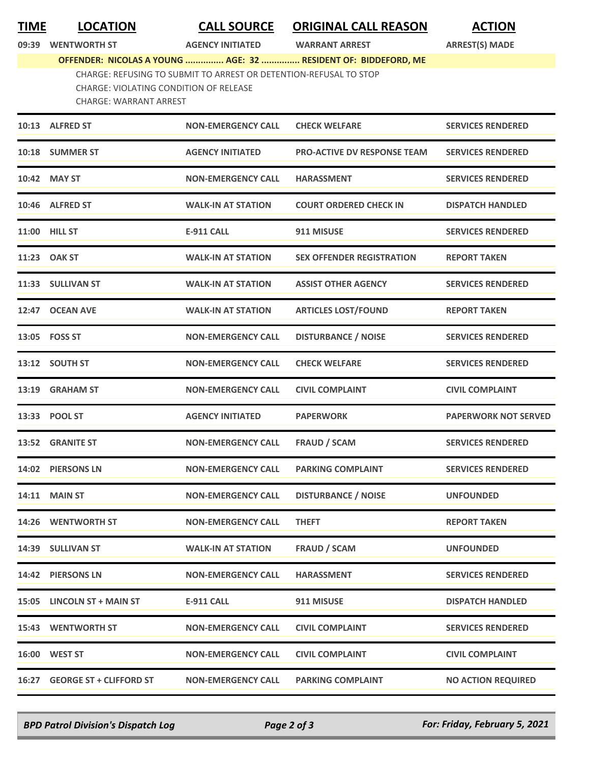| TIME | LOCATION | CALL SOURCE | ORIGINAL CALL REASON | ACTION |
|---|---|---|---|---|
| 09:39 | WENTWORTH ST | AGENCY INITIATED | WARRANT ARREST | ARREST(S) MADE |
| | **OFFENDER: NICOLAS A YOUNG ............... AGE: 32 ............... RESIDENT OF: BIDDEFORD, ME** | | | |
| | CHARGE: REFUSING TO SUBMIT TO ARREST OR DETENTION-REFUSAL TO STOP | | | |
| | CHARGE: VIOLATING CONDITION OF RELEASE | | | |
| | CHARGE: WARRANT ARREST | | | |
| 10:13 | ALFRED ST | NON-EMERGENCY CALL | CHECK WELFARE | SERVICES RENDERED |
| 10:18 | SUMMER ST | AGENCY INITIATED | PRO-ACTIVE DV RESPONSE TEAM | SERVICES RENDERED |
| 10:42 | MAY ST | NON-EMERGENCY CALL | HARASSMENT | SERVICES RENDERED |
| 10:46 | ALFRED ST | WALK-IN AT STATION | COURT ORDERED CHECK IN | DISPATCH HANDLED |
| 11:00 | HILL ST | E-911 CALL | 911 MISUSE | SERVICES RENDERED |
| 11:23 | OAK ST | WALK-IN AT STATION | SEX OFFENDER REGISTRATION | REPORT TAKEN |
| 11:33 | SULLIVAN ST | WALK-IN AT STATION | ASSIST OTHER AGENCY | SERVICES RENDERED |
| 12:47 | OCEAN AVE | WALK-IN AT STATION | ARTICLES LOST/FOUND | REPORT TAKEN |
| 13:05 | FOSS ST | NON-EMERGENCY CALL | DISTURBANCE / NOISE | SERVICES RENDERED |
| 13:12 | SOUTH ST | NON-EMERGENCY CALL | CHECK WELFARE | SERVICES RENDERED |
| 13:19 | GRAHAM ST | NON-EMERGENCY CALL | CIVIL COMPLAINT | CIVIL COMPLAINT |
| 13:33 | POOL ST | AGENCY INITIATED | PAPERWORK | PAPERWORK NOT SERVED |
| 13:52 | GRANITE ST | NON-EMERGENCY CALL | FRAUD / SCAM | SERVICES RENDERED |
| 14:02 | PIERSONS LN | NON-EMERGENCY CALL | PARKING COMPLAINT | SERVICES RENDERED |
| 14:11 | MAIN ST | NON-EMERGENCY CALL | DISTURBANCE / NOISE | UNFOUNDED |
| 14:26 | WENTWORTH ST | NON-EMERGENCY CALL | THEFT | REPORT TAKEN |
| 14:39 | SULLIVAN ST | WALK-IN AT STATION | FRAUD / SCAM | UNFOUNDED |
| 14:42 | PIERSONS LN | NON-EMERGENCY CALL | HARASSMENT | SERVICES RENDERED |
| 15:05 | LINCOLN ST + MAIN ST | E-911 CALL | 911 MISUSE | DISPATCH HANDLED |
| 15:43 | WENTWORTH ST | NON-EMERGENCY CALL | CIVIL COMPLAINT | SERVICES RENDERED |
| 16:00 | WEST ST | NON-EMERGENCY CALL | CIVIL COMPLAINT | CIVIL COMPLAINT |
| 16:27 | GEORGE ST + CLIFFORD ST | NON-EMERGENCY CALL | PARKING COMPLAINT | NO ACTION REQUIRED |

*BPD Patrol Division's Dispatch Log* — *For: Friday, February 5, 2021*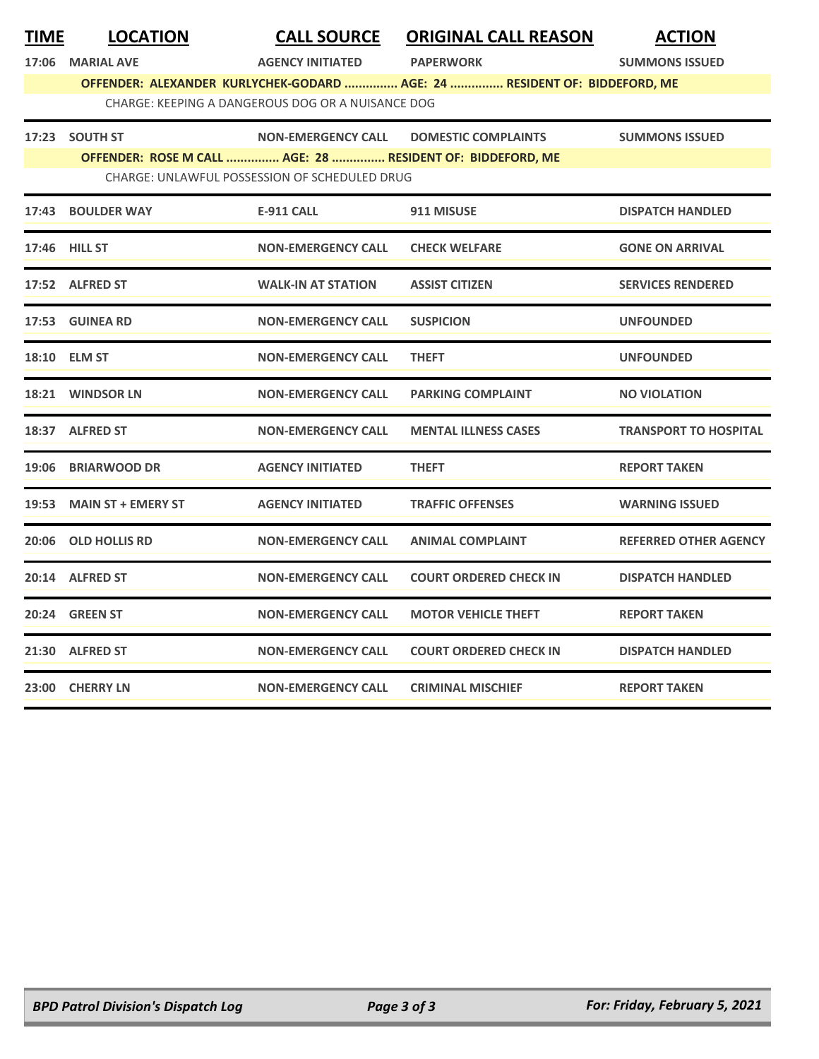| TIME | LOCATION | CALL SOURCE | ORIGINAL CALL REASON | ACTION |
|---|---|---|---|---|
| 17:06 | MARIAL AVE | AGENCY INITIATED | PAPERWORK | SUMMONS ISSUED |
| OFFENDER: ALEXANDER KURLYCHEK-GODARD ............... AGE: 24 ............... RESIDENT OF: BIDDEFORD, ME | | | | |
| CHARGE: KEEPING A DANGEROUS DOG OR A NUISANCE DOG | | | | |
| 17:23 | SOUTH ST | NON-EMERGENCY CALL | DOMESTIC COMPLAINTS | SUMMONS ISSUED |
| OFFENDER: ROSE M CALL ............... AGE: 28 ............... RESIDENT OF: BIDDEFORD, ME | | | | |
| CHARGE: UNLAWFUL POSSESSION OF SCHEDULED DRUG | | | | |
| 17:43 | BOULDER WAY | E-911 CALL | 911 MISUSE | DISPATCH HANDLED |
| 17:46 | HILL ST | NON-EMERGENCY CALL | CHECK WELFARE | GONE ON ARRIVAL |
| 17:52 | ALFRED ST | WALK-IN AT STATION | ASSIST CITIZEN | SERVICES RENDERED |
| 17:53 | GUINEA RD | NON-EMERGENCY CALL | SUSPICION | UNFOUNDED |
| 18:10 | ELM ST | NON-EMERGENCY CALL | THEFT | UNFOUNDED |
| 18:21 | WINDSOR LN | NON-EMERGENCY CALL | PARKING COMPLAINT | NO VIOLATION |
| 18:37 | ALFRED ST | NON-EMERGENCY CALL | MENTAL ILLNESS CASES | TRANSPORT TO HOSPITAL |
| 19:06 | BRIARWOOD DR | AGENCY INITIATED | THEFT | REPORT TAKEN |
| 19:53 | MAIN ST + EMERY ST | AGENCY INITIATED | TRAFFIC OFFENSES | WARNING ISSUED |
| 20:06 | OLD HOLLIS RD | NON-EMERGENCY CALL | ANIMAL COMPLAINT | REFERRED OTHER AGENCY |
| 20:14 | ALFRED ST | NON-EMERGENCY CALL | COURT ORDERED CHECK IN | DISPATCH HANDLED |
| 20:24 | GREEN ST | NON-EMERGENCY CALL | MOTOR VEHICLE THEFT | REPORT TAKEN |
| 21:30 | ALFRED ST | NON-EMERGENCY CALL | COURT ORDERED CHECK IN | DISPATCH HANDLED |
| 23:00 | CHERRY LN | NON-EMERGENCY CALL | CRIMINAL MISCHIEF | REPORT TAKEN |